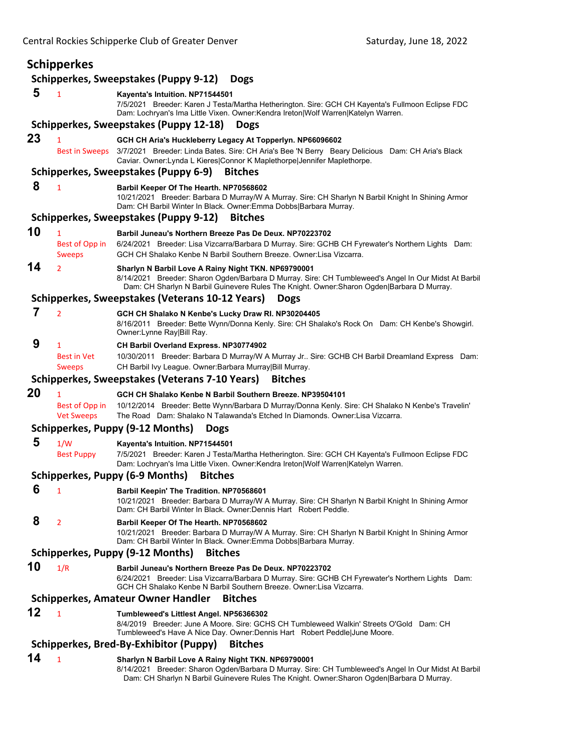## Schipperkes

### Schipperkes, Sweepstakes (Puppy 9-12) Dogs

**5** 1 **Kayenta's Intuition. NP71544501**
7/5/2021 Breeder: Karen J Testa/Martha Hetherington. Sire: GCH CH Kayenta's Fullmoon Eclipse FDC Dam: Lochryan's Ima Little Vixen. Owner:Kendra Ireton|Wolf Warren|Katelyn Warren.

### Schipperkes, Sweepstakes (Puppy 12-18) Dogs

**23** 1 Best in Sweeps **GCH CH Aria's Huckleberry Legacy At Topperlyn. NP66096602**
3/7/2021 Breeder: Linda Bates. Sire: CH Aria's Bee 'N Berry Beary Delicious Dam: CH Aria's Black Caviar. Owner:Lynda L Kieres|Connor K Maplethorpe|Jennifer Maplethorpe.

### Schipperkes, Sweepstakes (Puppy 6-9) Bitches

**8** 1 **Barbil Keeper Of The Hearth. NP70568602**
10/21/2021 Breeder: Barbara D Murray/W A Murray. Sire: CH Sharlyn N Barbil Knight In Shining Armor Dam: CH Barbil Winter In Black. Owner:Emma Dobbs|Barbara Murray.

### Schipperkes, Sweepstakes (Puppy 9-12) Bitches

**10** 1 Best of Opp in Sweeps **Barbil Juneau's Northern Breeze Pas De Deux. NP70223702**
6/24/2021 Breeder: Lisa Vizcarra/Barbara D Murray. Sire: GCHB CH Fyrewater's Northern Lights Dam: GCH CH Shalako Kenbe N Barbil Southern Breeze. Owner:Lisa Vizcarra.

**14** 2 **Sharlyn N Barbil Love A Rainy Night TKN. NP69790001**
8/14/2021 Breeder: Sharon Ogden/Barbara D Murray. Sire: CH Tumbleweed's Angel In Our Midst At Barbil Dam: CH Sharlyn N Barbil Guinevere Rules The Knight. Owner:Sharon Ogden|Barbara D Murray.

### Schipperkes, Sweepstakes (Veterans 10-12 Years) Dogs

**7** 2 **GCH CH Shalako N Kenbe's Lucky Draw RI. NP30204405**
8/16/2011 Breeder: Bette Wynn/Donna Kenly. Sire: CH Shalako's Rock On Dam: CH Kenbe's Showgirl. Owner:Lynne Ray|Bill Ray.

**9** 1 Best in Vet Sweeps **CH Barbil Overland Express. NP30774902**
10/30/2011 Breeder: Barbara D Murray/W A Murray Jr.. Sire: GCHB CH Barbil Dreamland Express Dam: CH Barbil Ivy League. Owner:Barbara Murray|Bill Murray.

### Schipperkes, Sweepstakes (Veterans 7-10 Years) Bitches

**20** 1 Best of Opp in Vet Sweeps **GCH CH Shalako Kenbe N Barbil Southern Breeze. NP39504101**
10/12/2014 Breeder: Bette Wynn/Barbara D Murray/Donna Kenly. Sire: CH Shalako N Kenbe's Travelin' The Road Dam: Shalako N Talawanda's Etched In Diamonds. Owner:Lisa Vizcarra.

### Schipperkes, Puppy (9-12 Months) Dogs

**5** 1/W Best Puppy **Kayenta's Intuition. NP71544501**
7/5/2021 Breeder: Karen J Testa/Martha Hetherington. Sire: GCH CH Kayenta's Fullmoon Eclipse FDC Dam: Lochryan's Ima Little Vixen. Owner:Kendra Ireton|Wolf Warren|Katelyn Warren.

### Schipperkes, Puppy (6-9 Months) Bitches

**6** 1 **Barbil Keepin' The Tradition. NP70568601**
10/21/2021 Breeder: Barbara D Murray/W A Murray. Sire: CH Sharlyn N Barbil Knight In Shining Armor Dam: CH Barbil Winter In Black. Owner:Dennis Hart Robert Peddle.

**8** 2 **Barbil Keeper Of The Hearth. NP70568602**
10/21/2021 Breeder: Barbara D Murray/W A Murray. Sire: CH Sharlyn N Barbil Knight In Shining Armor Dam: CH Barbil Winter In Black. Owner:Emma Dobbs|Barbara Murray.

### Schipperkes, Puppy (9-12 Months) Bitches

**10** 1/R **Barbil Juneau's Northern Breeze Pas De Deux. NP70223702**
6/24/2021 Breeder: Lisa Vizcarra/Barbara D Murray. Sire: GCHB CH Fyrewater's Northern Lights Dam: GCH CH Shalako Kenbe N Barbil Southern Breeze. Owner:Lisa Vizcarra.

### Schipperkes, Amateur Owner Handler Bitches

**12** 1 **Tumbleweed's Littlest Angel. NP56366302**
8/4/2019 Breeder: June A Moore. Sire: GCHS CH Tumbleweed Walkin' Streets O'Gold Dam: CH Tumbleweed's Have A Nice Day. Owner:Dennis Hart Robert Peddle|June Moore.

### Schipperkes, Bred-By-Exhibitor (Puppy) Bitches

**14** 1 **Sharlyn N Barbil Love A Rainy Night TKN. NP69790001**
8/14/2021 Breeder: Sharon Ogden/Barbara D Murray. Sire: CH Tumbleweed's Angel In Our Midst At Barbil Dam: CH Sharlyn N Barbil Guinevere Rules The Knight. Owner:Sharon Ogden|Barbara D Murray.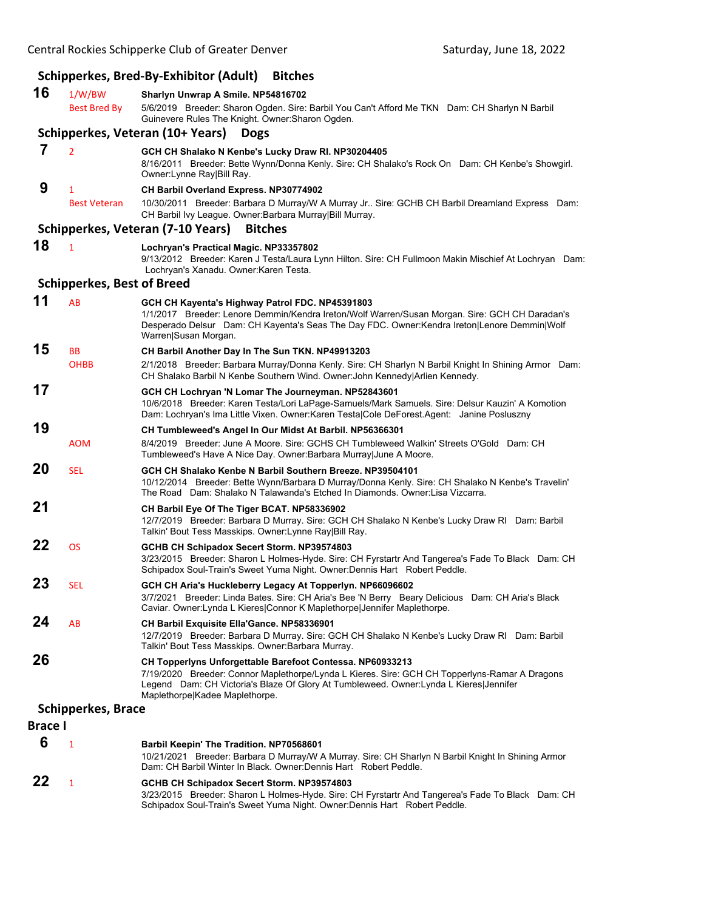## Schipperkes, Bred-By-Exhibitor (Adult) Bitches

**16** 1/W/BW Best Bred By
**Sharlyn Unwrap A Smile. NP54816702**
5/6/2019 Breeder: Sharon Ogden. Sire: Barbil You Can't Afford Me TKN Dam: CH Sharlyn N Barbil Guinevere Rules The Knight. Owner:Sharon Ogden.

## Schipperkes, Veteran (10+ Years) Dogs

**7** 2
**GCH CH Shalako N Kenbe's Lucky Draw RI. NP30204405**
8/16/2011 Breeder: Bette Wynn/Donna Kenly. Sire: CH Shalako's Rock On Dam: CH Kenbe's Showgirl. Owner:Lynne Ray|Bill Ray.

**9** 1 Best Veteran
**CH Barbil Overland Express. NP30774902**
10/30/2011 Breeder: Barbara D Murray/W A Murray Jr.. Sire: GCHB CH Barbil Dreamland Express Dam: CH Barbil Ivy League. Owner:Barbara Murray|Bill Murray.

## Schipperkes, Veteran (7-10 Years) Bitches

**18** 1
**Lochryan's Practical Magic. NP33357802**
9/13/2012 Breeder: Karen J Testa/Laura Lynn Hilton. Sire: CH Fullmoon Makin Mischief At Lochryan Dam: Lochryan's Xanadu. Owner:Karen Testa.

## Schipperkes, Best of Breed

**11** AB
**GCH CH Kayenta's Highway Patrol FDC. NP45391803**
1/1/2017 Breeder: Lenore Demmin/Kendra Ireton/Wolf Warren/Susan Morgan. Sire: GCH CH Daradan's Desperado Delsur Dam: CH Kayenta's Seas The Day FDC. Owner:Kendra Ireton|Lenore Demmin|Wolf Warren|Susan Morgan.

**15** BB OHBB
**CH Barbil Another Day In The Sun TKN. NP49913203**
2/1/2018 Breeder: Barbara Murray/Donna Kenly. Sire: CH Sharlyn N Barbil Knight In Shining Armor Dam: CH Shalako Barbil N Kenbe Southern Wind. Owner:John Kennedy|Arlien Kennedy.

**17**
**GCH CH Lochryan 'N Lomar The Journeyman. NP52843601**
10/6/2018 Breeder: Karen Testa/Lori LaPage-Samuels/Mark Samuels. Sire: Delsur Kauzin' A Komotion Dam: Lochryan's Ima Little Vixen. Owner:Karen Testa|Cole DeForest.Agent: Janine Posluszny

**19** AOM
**CH Tumbleweed's Angel In Our Midst At Barbil. NP56366301**
8/4/2019 Breeder: June A Moore. Sire: GCHS CH Tumbleweed Walkin' Streets O'Gold Dam: CH Tumbleweed's Have A Nice Day. Owner:Barbara Murray|June A Moore.

**20** SEL
**GCH CH Shalako Kenbe N Barbil Southern Breeze. NP39504101**
10/12/2014 Breeder: Bette Wynn/Barbara D Murray/Donna Kenly. Sire: CH Shalako N Kenbe's Travelin' The Road Dam: Shalako N Talawanda's Etched In Diamonds. Owner:Lisa Vizcarra.

**21**
**CH Barbil Eye Of The Tiger BCAT. NP58336902**
12/7/2019 Breeder: Barbara D Murray. Sire: GCH CH Shalako N Kenbe's Lucky Draw RI Dam: Barbil Talkin' Bout Tess Masskips. Owner:Lynne Ray|Bill Ray.

**22** OS
**GCHB CH Schipadox Secert Storm. NP39574803**
3/23/2015 Breeder: Sharon L Holmes-Hyde. Sire: CH Fyrstartr And Tangerea's Fade To Black Dam: CH Schipadox Soul-Train's Sweet Yuma Night. Owner:Dennis Hart Robert Peddle.

**23** SEL
**GCH CH Aria's Huckleberry Legacy At Topperlyn. NP66096602**
3/7/2021 Breeder: Linda Bates. Sire: CH Aria's Bee 'N Berry Beary Delicious Dam: CH Aria's Black Caviar. Owner:Lynda L Kieres|Connor K Maplethorpe|Jennifer Maplethorpe.

**24** AB
**CH Barbil Exquisite Ella'Gance. NP58336901**
12/7/2019 Breeder: Barbara D Murray. Sire: GCH CH Shalako N Kenbe's Lucky Draw RI Dam: Barbil Talkin' Bout Tess Masskips. Owner:Barbara Murray.

**26**
**CH Topperlyns Unforgettable Barefoot Contessa. NP60933213**
7/19/2020 Breeder: Connor Maplethorpe/Lynda L Kieres. Sire: GCH CH Topperlyns-Ramar A Dragons Legend Dam: CH Victoria's Blaze Of Glory At Tumbleweed. Owner:Lynda L Kieres|Jennifer Maplethorpe|Kadee Maplethorpe.

## Schipperkes, Brace

### Brace I

**6** 1
**Barbil Keepin' The Tradition. NP70568601**
10/21/2021 Breeder: Barbara D Murray/W A Murray. Sire: CH Sharlyn N Barbil Knight In Shining Armor Dam: CH Barbil Winter In Black. Owner:Dennis Hart Robert Peddle.

**22** 1
**GCHB CH Schipadox Secert Storm. NP39574803**
3/23/2015 Breeder: Sharon L Holmes-Hyde. Sire: CH Fyrstartr And Tangerea's Fade To Black Dam: CH Schipadox Soul-Train's Sweet Yuma Night. Owner:Dennis Hart Robert Peddle.